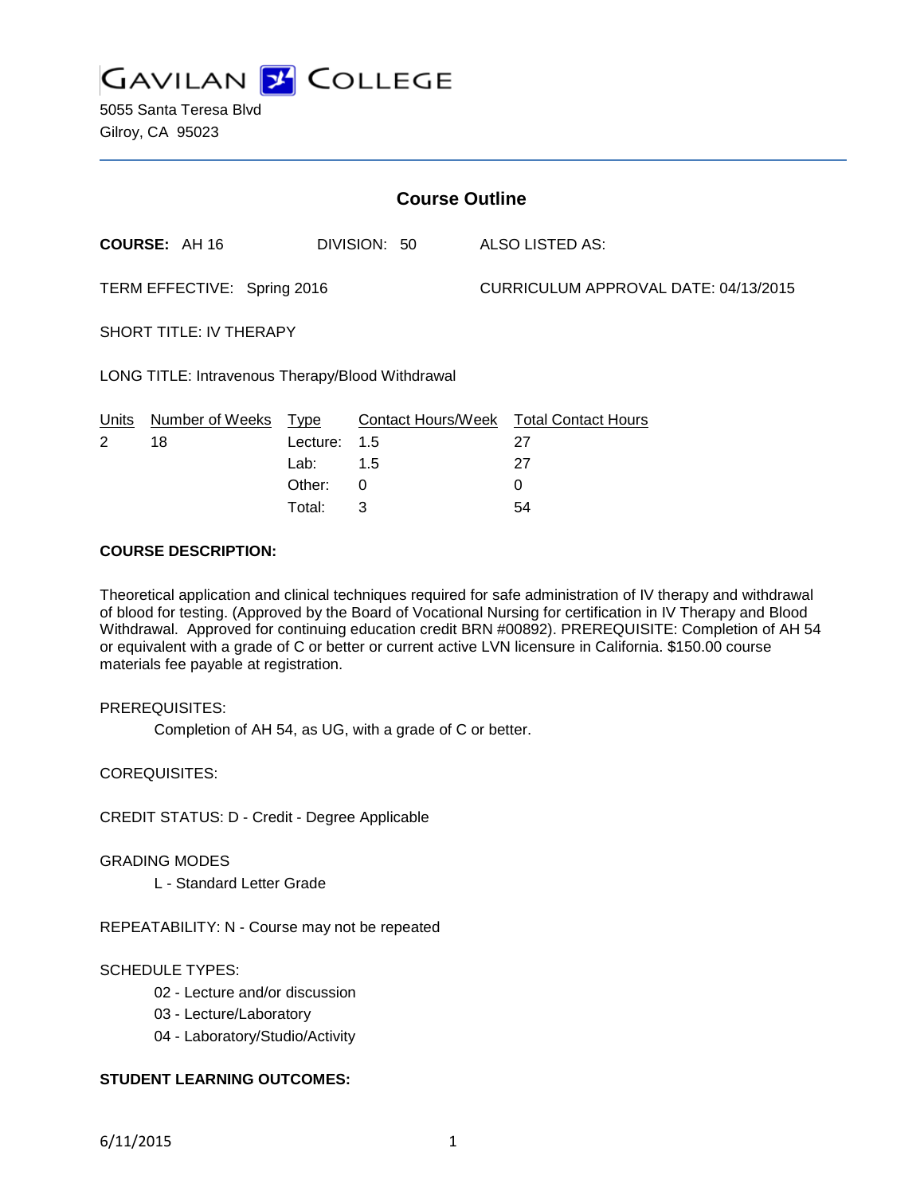GAVILAN COLLEGE

5055 Santa Teresa Blvd
Gilroy, CA 95023

## Course Outline

**COURSE:** AH 16 DIVISION: 50 ALSO LISTED AS:

TERM EFFECTIVE: Spring 2016 CURRICULUM APPROVAL DATE: 04/13/2015

SHORT TITLE: IV THERAPY

LONG TITLE: Intravenous Therapy/Blood Withdrawal

| Units | Number of Weeks | Type | Contact Hours/Week | Total Contact Hours |
|---|---|---|---|---|
| 2 | 18 | Lecture: | 1.5 | 27 |
| | | Lab: | 1.5 | 27 |
| | | Other: | 0 | 0 |
| | | Total: | 3 | 54 |

**COURSE DESCRIPTION:**

Theoretical application and clinical techniques required for safe administration of IV therapy and withdrawal of blood for testing. (Approved by the Board of Vocational Nursing for certification in IV Therapy and Blood Withdrawal. Approved for continuing education credit BRN #00892). PREREQUISITE: Completion of AH 54 or equivalent with a grade of C or better or current active LVN licensure in California. $150.00 course materials fee payable at registration.

PREREQUISITES:

Completion of AH 54, as UG, with a grade of C or better.

COREQUISITES:

CREDIT STATUS: D - Credit - Degree Applicable

GRADING MODES

L - Standard Letter Grade

REPEATABILITY: N - Course may not be repeated

SCHEDULE TYPES:

02 - Lecture and/or discussion
03 - Lecture/Laboratory
04 - Laboratory/Studio/Activity

**STUDENT LEARNING OUTCOMES:**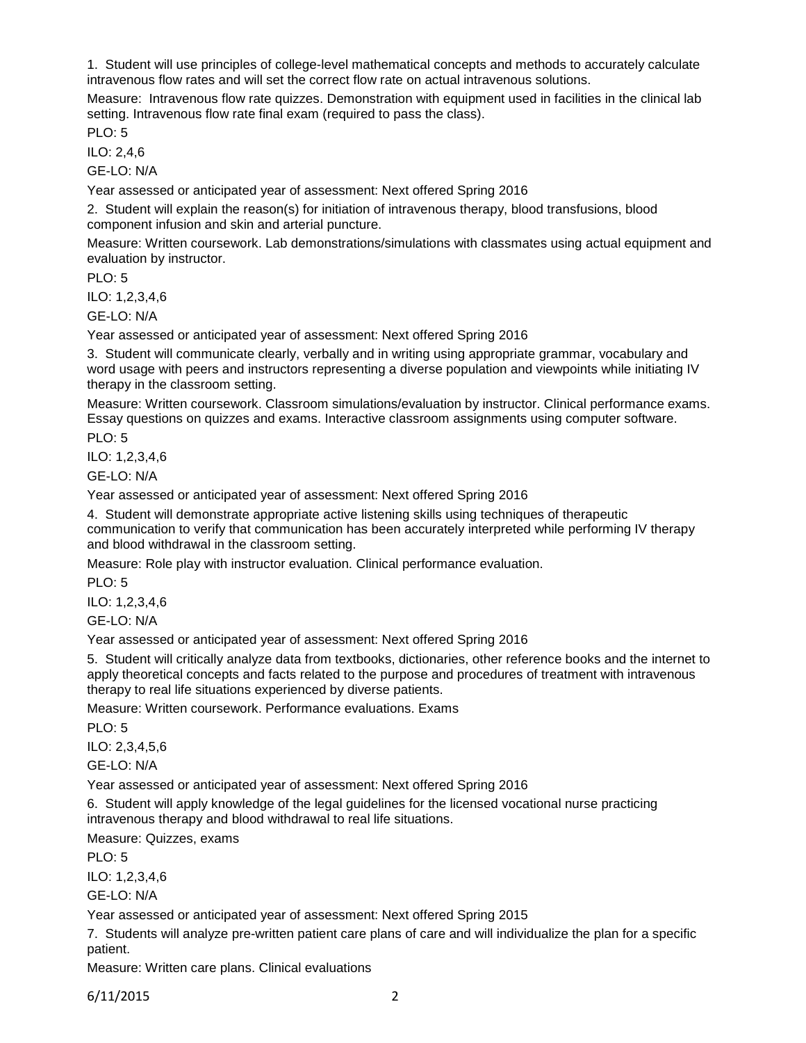1. Student will use principles of college-level mathematical concepts and methods to accurately calculate intravenous flow rates and will set the correct flow rate on actual intravenous solutions.

Measure: Intravenous flow rate quizzes. Demonstration with equipment used in facilities in the clinical lab setting. Intravenous flow rate final exam (required to pass the class).

PLO: 5

ILO: 2,4,6

GE-LO: N/A

Year assessed or anticipated year of assessment: Next offered Spring 2016

2. Student will explain the reason(s) for initiation of intravenous therapy, blood transfusions, blood component infusion and skin and arterial puncture.

Measure: Written coursework. Lab demonstrations/simulations with classmates using actual equipment and evaluation by instructor.

PLO: 5

ILO: 1,2,3,4,6

GE-LO: N/A

Year assessed or anticipated year of assessment: Next offered Spring 2016

3. Student will communicate clearly, verbally and in writing using appropriate grammar, vocabulary and word usage with peers and instructors representing a diverse population and viewpoints while initiating IV therapy in the classroom setting.

Measure: Written coursework. Classroom simulations/evaluation by instructor. Clinical performance exams. Essay questions on quizzes and exams. Interactive classroom assignments using computer software.

PLO: 5

ILO: 1,2,3,4,6

GE-LO: N/A

Year assessed or anticipated year of assessment: Next offered Spring 2016

4. Student will demonstrate appropriate active listening skills using techniques of therapeutic communication to verify that communication has been accurately interpreted while performing IV therapy and blood withdrawal in the classroom setting.

Measure: Role play with instructor evaluation. Clinical performance evaluation.

PLO: 5

ILO: 1,2,3,4,6

GE-LO: N/A

Year assessed or anticipated year of assessment: Next offered Spring 2016

5. Student will critically analyze data from textbooks, dictionaries, other reference books and the internet to apply theoretical concepts and facts related to the purpose and procedures of treatment with intravenous therapy to real life situations experienced by diverse patients.

Measure: Written coursework. Performance evaluations. Exams

PLO: 5

ILO: 2,3,4,5,6

GE-LO: N/A

Year assessed or anticipated year of assessment: Next offered Spring 2016

6. Student will apply knowledge of the legal guidelines for the licensed vocational nurse practicing intravenous therapy and blood withdrawal to real life situations.

Measure: Quizzes, exams

PLO: 5

ILO: 1,2,3,4,6

GE-LO: N/A

Year assessed or anticipated year of assessment: Next offered Spring 2015

7. Students will analyze pre-written patient care plans of care and will individualize the plan for a specific patient.

Measure: Written care plans. Clinical evaluations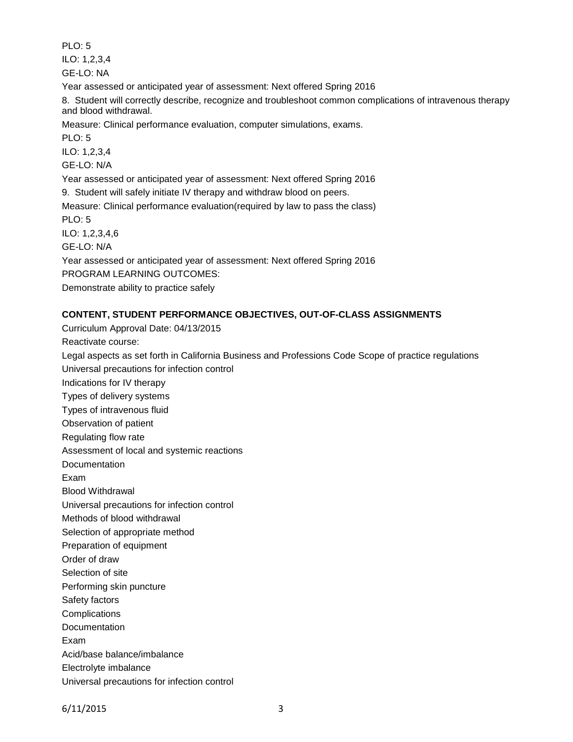PLO: 5

ILO: 1,2,3,4

GE-LO: NA

Year assessed or anticipated year of assessment: Next offered Spring 2016

8. Student will correctly describe, recognize and troubleshoot common complications of intravenous therapy and blood withdrawal.

Measure: Clinical performance evaluation, computer simulations, exams.

PLO: 5

ILO: 1,2,3,4

GE-LO: N/A

Year assessed or anticipated year of assessment: Next offered Spring 2016

9. Student will safely initiate IV therapy and withdraw blood on peers.

Measure: Clinical performance evaluation(required by law to pass the class)

PLO: 5

ILO: 1,2,3,4,6

GE-LO: N/A

Year assessed or anticipated year of assessment: Next offered Spring 2016

PROGRAM LEARNING OUTCOMES:

Demonstrate ability to practice safely

**CONTENT, STUDENT PERFORMANCE OBJECTIVES, OUT-OF-CLASS ASSIGNMENTS**

Curriculum Approval Date: 04/13/2015

Reactivate course:

Legal aspects as set forth in California Business and Professions Code Scope of practice regulations

Universal precautions for infection control

Indications for IV therapy

Types of delivery systems

Types of intravenous fluid

Observation of patient

Regulating flow rate

Assessment of local and systemic reactions

Documentation

Exam

Blood Withdrawal

Universal precautions for infection control

Methods of blood withdrawal

Selection of appropriate method

Preparation of equipment

Order of draw

Selection of site

Performing skin puncture

Safety factors

Complications

Documentation

Exam

Acid/base balance/imbalance

Electrolyte imbalance

Universal precautions for infection control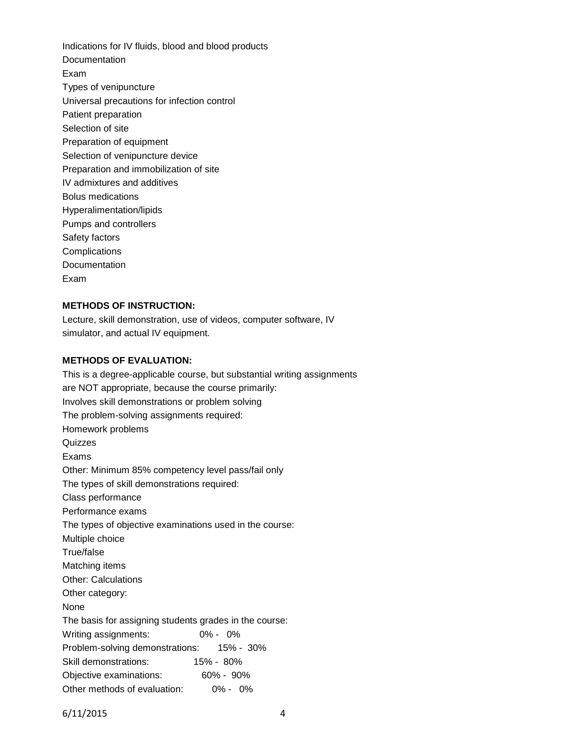Indications for IV fluids, blood and blood products
Documentation
Exam
Types of venipuncture
Universal precautions for infection control
Patient preparation
Selection of site
Preparation of equipment
Selection of venipuncture device
Preparation and immobilization of site
IV admixtures and additives
Bolus medications
Hyperalimentation/lipids
Pumps and controllers
Safety factors
Complications
Documentation
Exam

**METHODS OF INSTRUCTION:**

Lecture, skill demonstration, use of videos, computer software, IV simulator, and actual IV equipment.

**METHODS OF EVALUATION:**

This is a degree-applicable course, but substantial writing assignments are NOT appropriate, because the course primarily:
Involves skill demonstrations or problem solving
The problem-solving assignments required:
Homework problems
Quizzes
Exams
Other: Minimum 85% competency level pass/fail only
The types of skill demonstrations required:
Class performance
Performance exams
The types of objective examinations used in the course:
Multiple choice
True/false
Matching items
Other: Calculations
Other category:
None
The basis for assigning students grades in the course:
Writing assignments: 0% - 0%
Problem-solving demonstrations: 15% - 30%
Skill demonstrations: 15% - 80%
Objective examinations: 60% - 90%
Other methods of evaluation: 0% - 0%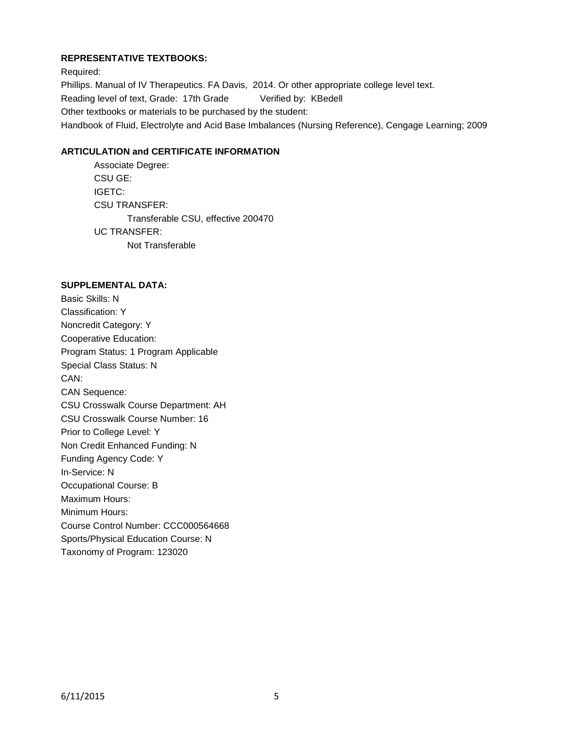**REPRESENTATIVE TEXTBOOKS:**

Required:

Phillips. Manual of IV Therapeutics. FA Davis, 2014. Or other appropriate college level text.

Reading level of text, Grade: 17th Grade Verified by: KBedell

Other textbooks or materials to be purchased by the student:

Handbook of Fluid, Electrolyte and Acid Base Imbalances (Nursing Reference), Cengage Learning; 2009

**ARTICULATION and CERTIFICATE INFORMATION**

Associate Degree:
CSU GE:
IGETC:
CSU TRANSFER:
  Transferable CSU, effective 200470
UC TRANSFER:
  Not Transferable

**SUPPLEMENTAL DATA:**

Basic Skills: N
Classification: Y
Noncredit Category: Y
Cooperative Education:
Program Status: 1 Program Applicable
Special Class Status: N
CAN:
CAN Sequence:
CSU Crosswalk Course Department: AH
CSU Crosswalk Course Number: 16
Prior to College Level: Y
Non Credit Enhanced Funding: N
Funding Agency Code: Y
In-Service: N
Occupational Course: B
Maximum Hours:
Minimum Hours:
Course Control Number: CCC000564668
Sports/Physical Education Course: N
Taxonomy of Program: 123020